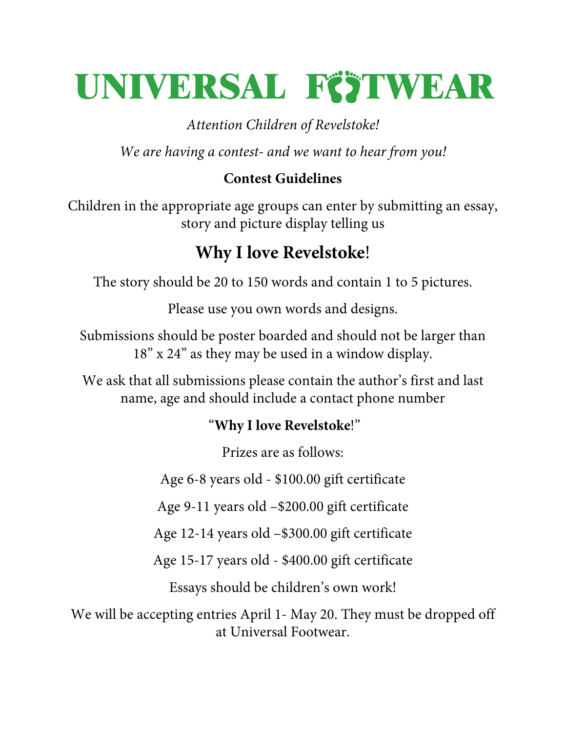# UNIVERSAL FOOTWEAR

*Attention Children of Revelstoke!*

*We are having a contest- and we want to hear from you!*

**Contest Guidelines**

Children in the appropriate age groups can enter by submitting an essay, story and picture display telling us

## **Why I love Revelstoke**!

The story should be 20 to 150 words and contain 1 to 5 pictures.

Please use you own words and designs.

Submissions should be poster boarded and should not be larger than 18" x 24" as they may be used in a window display.

We ask that all submissions please contain the author's first and last name, age and should include a contact phone number

"**Why I love Revelstoke**!"

Prizes are as follows:

Age 6-8 years old - $100.00 gift certificate

Age 9-11 years old –$200.00 gift certificate

Age 12-14 years old –$300.00 gift certificate

Age 15-17 years old - $400.00 gift certificate

Essays should be children's own work!

We will be accepting entries April 1- May 20. They must be dropped off at Universal Footwear.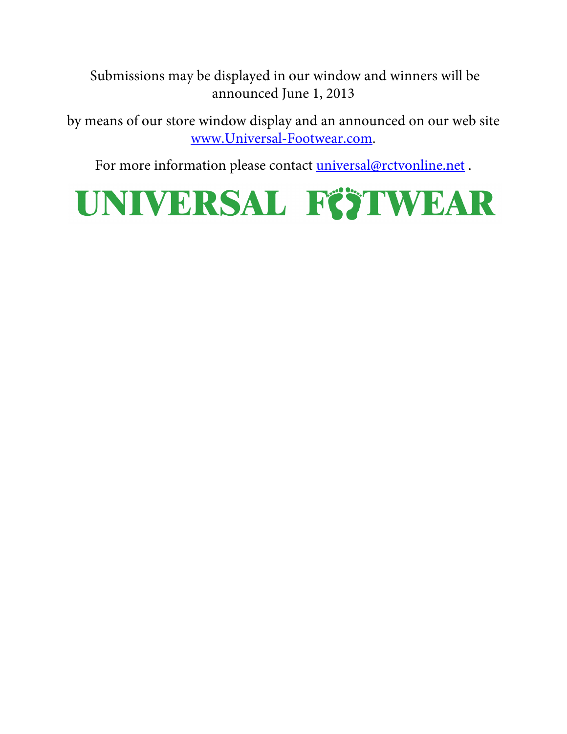Submissions may be displayed in our window and winners will be announced June 1, 2013

by means of our store window display and an announced on our web site [www.Universal-Footwear.com](http://www.Universal-Footwear.com).

For more information please contact [universal@rctvonline.net](mailto:universal@rctvonline.net) .

**UNIVERSAL FOOTWEAR**